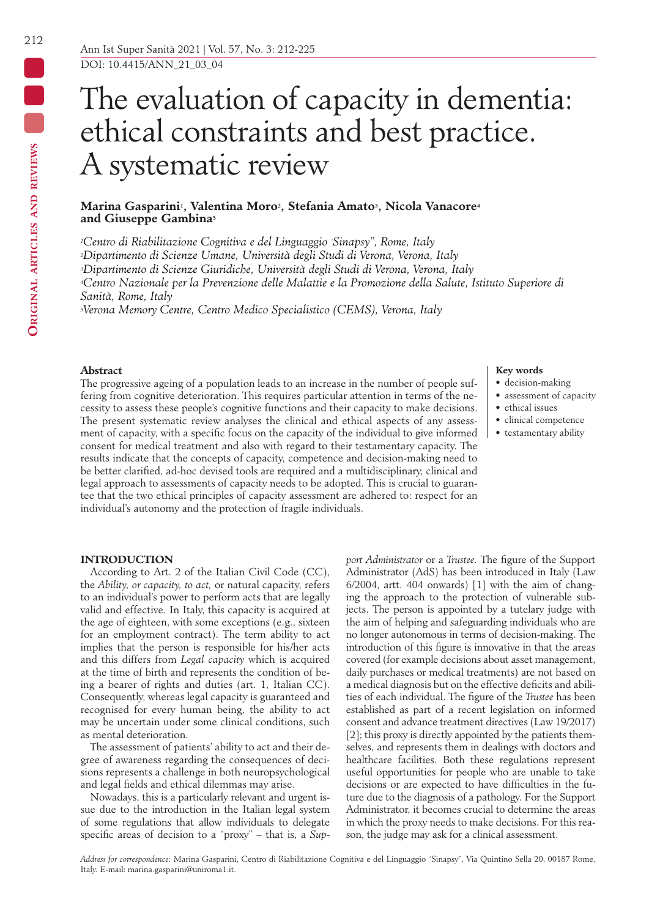DOI: 10.4415/ANN_21_03_04

# The evaluation of capacity in dementia: ethical constraints and best practice. A systematic review

**Marina Gasparini[1], Valentina Moro[2], Stefania Amato[3], Nicola Vanacore[4] and Giuseppe Gambina[5]**

*[1]Centro di Riabilitazione Cognitiva e del Linguaggio "Sinapsy", Rome, Italy*
*[2]Dipartimento di Scienze Umane, Università degli Studi di Verona, Verona, Italy*
*[3]Dipartimento di Scienze Giuridiche, Università degli Studi di Verona, Verona, Italy*
*[4]Centro Nazionale per la Prevenzione delle Malattie e la Promozione della Salute, Istituto Superiore di Sanità, Rome, Italy*
*[5]Verona Memory Centre, Centro Medico Specialistico (CEMS), Verona, Italy*

**Abstract**

The progressive ageing of a population leads to an increase in the number of people suffering from cognitive deterioration. This requires particular attention in terms of the necessity to assess these people's cognitive functions and their capacity to make decisions. The present systematic review analyses the clinical and ethical aspects of any assessment of capacity, with a specific focus on the capacity of the individual to give informed consent for medical treatment and also with regard to their testamentary capacity. The results indicate that the concepts of capacity, competence and decision-making need to be better clarified, ad-hoc devised tools are required and a multidisciplinary, clinical and legal approach to assessments of capacity needs to be adopted. This is crucial to guarantee that the two ethical principles of capacity assessment are adhered to: respect for an individual's autonomy and the protection of fragile individuals.

**Key words**

- decision-making
- assessment of capacity
- ethical issues
- clinical competence
- testamentary ability

## INTRODUCTION

According to Art. 2 of the Italian Civil Code (CC), the *Ability, or capacity, to act,* or natural capacity, refers to an individual's power to perform acts that are legally valid and effective. In Italy, this capacity is acquired at the age of eighteen, with some exceptions (e.g., sixteen for an employment contract). The term ability to act implies that the person is responsible for his/her acts and this differs from *Legal capacity* which is acquired at the time of birth and represents the condition of being a bearer of rights and duties (art. 1, Italian CC). Consequently, whereas legal capacity is guaranteed and recognised for every human being, the ability to act may be uncertain under some clinical conditions, such as mental deterioration.

The assessment of patients' ability to act and their degree of awareness regarding the consequences of decisions represents a challenge in both neuropsychological and legal fields and ethical dilemmas may arise.

Nowadays, this is a particularly relevant and urgent issue due to the introduction in the Italian legal system of some regulations that allow individuals to delegate specific areas of decision to a "proxy" – that is, a *Support Administrator* or a *Trustee.* The figure of the Support Administrator (AdS) has been introduced in Italy (Law 6/2004, artt. 404 onwards) [1] with the aim of changing the approach to the protection of vulnerable subjects. The person is appointed by a tutelary judge with the aim of helping and safeguarding individuals who are no longer autonomous in terms of decision-making. The introduction of this figure is innovative in that the areas covered (for example decisions about asset management, daily purchases or medical treatments) are not based on a medical diagnosis but on the effective deficits and abilities of each individual. The figure of the *Trustee* has been established as part of a recent legislation on informed consent and advance treatment directives (Law 19/2017) [2]; this proxy is directly appointed by the patients themselves, and represents them in dealings with doctors and healthcare facilities. Both these regulations represent useful opportunities for people who are unable to take decisions or are expected to have difficulties in the future due to the diagnosis of a pathology. For the Support Administrator, it becomes crucial to determine the areas in which the proxy needs to make decisions. For this reason, the judge may ask for a clinical assessment.

*Address for correspondence*: Marina Gasparini, Centro di Riabilitazione Cognitiva e del Linguaggio "Sinapsy", Via Quintino Sella 20, 00187 Rome, Italy. E-mail: marina.gasparini@uniroma1.it.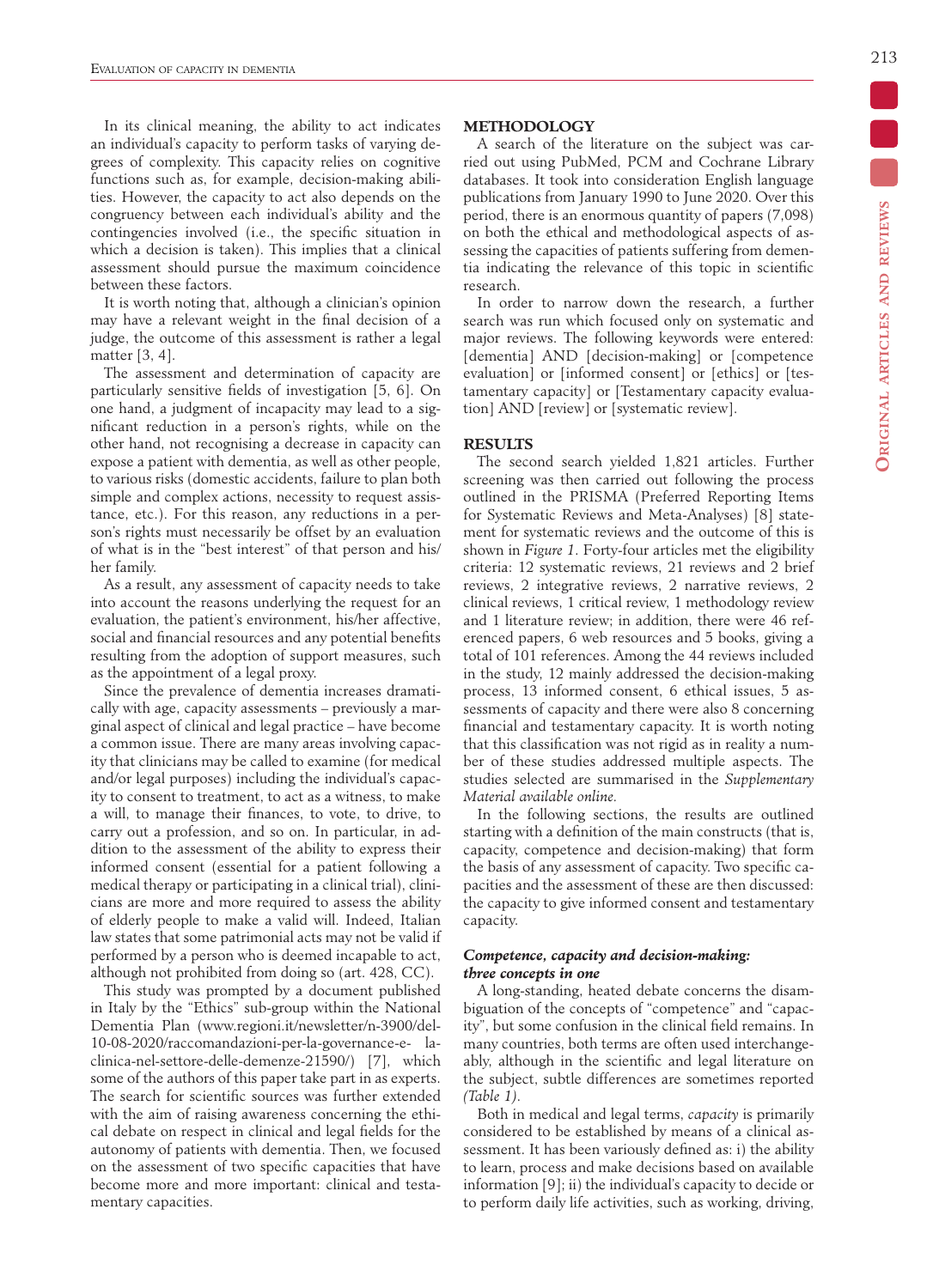In its clinical meaning, the ability to act indicates an individual's capacity to perform tasks of varying degrees of complexity. This capacity relies on cognitive functions such as, for example, decision-making abilities. However, the capacity to act also depends on the congruency between each individual's ability and the contingencies involved (i.e., the specific situation in which a decision is taken). This implies that a clinical assessment should pursue the maximum coincidence between these factors.

It is worth noting that, although a clinician's opinion may have a relevant weight in the final decision of a judge, the outcome of this assessment is rather a legal matter [3, 4].

The assessment and determination of capacity are particularly sensitive fields of investigation [5, 6]. On one hand, a judgment of incapacity may lead to a significant reduction in a person's rights, while on the other hand, not recognising a decrease in capacity can expose a patient with dementia, as well as other people, to various risks (domestic accidents, failure to plan both simple and complex actions, necessity to request assistance, etc.). For this reason, any reductions in a person's rights must necessarily be offset by an evaluation of what is in the "best interest" of that person and his/her family.

As a result, any assessment of capacity needs to take into account the reasons underlying the request for an evaluation, the patient's environment, his/her affective, social and financial resources and any potential benefits resulting from the adoption of support measures, such as the appointment of a legal proxy.

Since the prevalence of dementia increases dramatically with age, capacity assessments – previously a marginal aspect of clinical and legal practice – have become a common issue. There are many areas involving capacity that clinicians may be called to examine (for medical and/or legal purposes) including the individual's capacity to consent to treatment, to act as a witness, to make a will, to manage their finances, to vote, to drive, to carry out a profession, and so on. In particular, in addition to the assessment of the ability to express their informed consent (essential for a patient following a medical therapy or participating in a clinical trial), clinicians are more and more required to assess the ability of elderly people to make a valid will. Indeed, Italian law states that some patrimonial acts may not be valid if performed by a person who is deemed incapable to act, although not prohibited from doing so (art. 428, CC).

This study was prompted by a document published in Italy by the "Ethics" sub-group within the National Dementia Plan (www.regioni.it/newsletter/n-3900/del-10-08-2020/raccomandazioni-per-la-governance-e-la-clinica-nel-settore-delle-demenze-21590/) [7], which some of the authors of this paper take part in as experts. The search for scientific sources was further extended with the aim of raising awareness concerning the ethical debate on respect in clinical and legal fields for the autonomy of patients with dementia. Then, we focused on the assessment of two specific capacities that have become more and more important: clinical and testamentary capacities.

## METHODOLOGY

A search of the literature on the subject was carried out using PubMed, PCM and Cochrane Library databases. It took into consideration English language publications from January 1990 to June 2020. Over this period, there is an enormous quantity of papers (7,098) on both the ethical and methodological aspects of assessing the capacities of patients suffering from dementia indicating the relevance of this topic in scientific research.

In order to narrow down the research, a further search was run which focused only on systematic and major reviews. The following keywords were entered: [dementia] AND [decision-making] or [competence evaluation] or [informed consent] or [ethics] or [testamentary capacity] or [Testamentary capacity evaluation] AND [review] or [systematic review].

## RESULTS

The second search yielded 1,821 articles. Further screening was then carried out following the process outlined in the PRISMA (Preferred Reporting Items for Systematic Reviews and Meta-Analyses) [8] statement for systematic reviews and the outcome of this is shown in *Figure 1*. Forty-four articles met the eligibility criteria: 12 systematic reviews, 21 reviews and 2 brief reviews, 2 integrative reviews, 2 narrative reviews, 2 clinical reviews, 1 critical review, 1 methodology review and 1 literature review; in addition, there were 46 referenced papers, 6 web resources and 5 books, giving a total of 101 references. Among the 44 reviews included in the study, 12 mainly addressed the decision-making process, 13 informed consent, 6 ethical issues, 5 assessments of capacity and there were also 8 concerning financial and testamentary capacity. It is worth noting that this classification was not rigid as in reality a number of these studies addressed multiple aspects. The studies selected are summarised in the *Supplementary Material available online.*

In the following sections, the results are outlined starting with a definition of the main constructs (that is, capacity, competence and decision-making) that form the basis of any assessment of capacity. Two specific capacities and the assessment of these are then discussed: the capacity to give informed consent and testamentary capacity.

### *Competence, capacity and decision-making: three concepts in one*

A long-standing, heated debate concerns the disambiguation of the concepts of "competence" and "capacity", but some confusion in the clinical field remains. In many countries, both terms are often used interchangeably, although in the scientific and legal literature on the subject, subtle differences are sometimes reported *(Table 1)*.

Both in medical and legal terms, *capacity* is primarily considered to be established by means of a clinical assessment. It has been variously defined as: i) the ability to learn, process and make decisions based on available information [9]; ii) the individual's capacity to decide or to perform daily life activities, such as working, driving,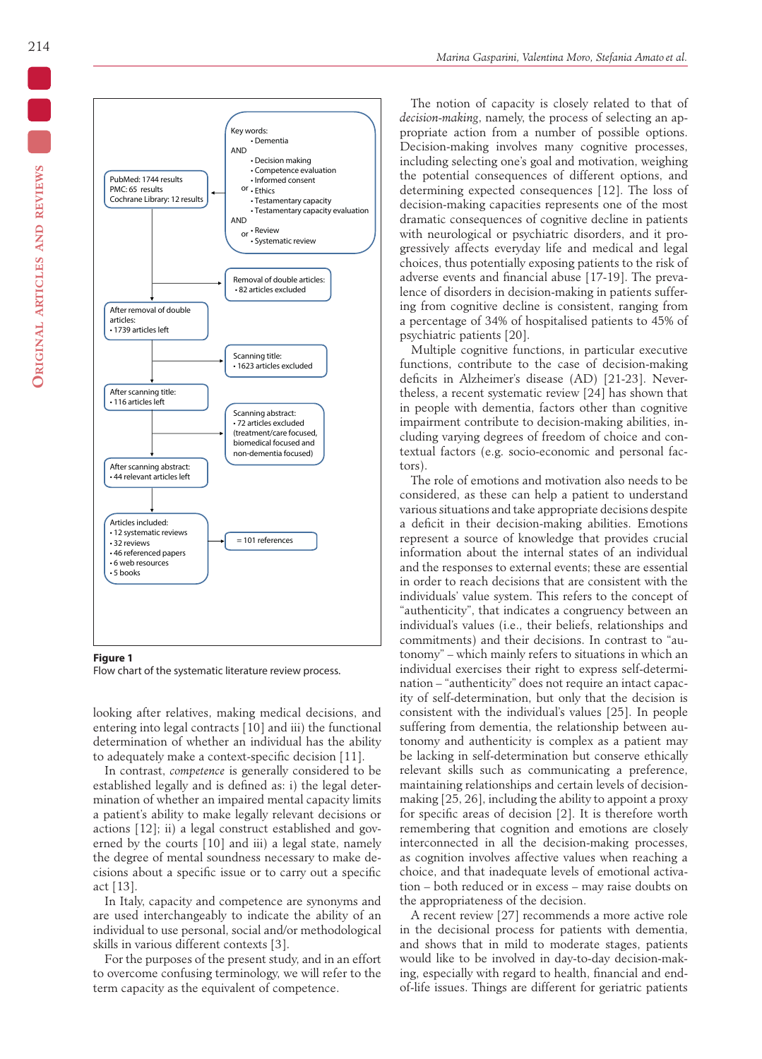Key words:
- Dementia

AND
- Decision making
- Competence evaluation
- Informed consent
- or Ethics
- Testamentary capacity
- Testamentary capacity evaluation

AND
- or Review
- Systematic review

PubMed: 1744 results
PMC: 65 results
Cochrane Library: 12 results

Removal of double articles:
- 82 articles excluded

After removal of double articles:
- 1739 articles left

Scanning title:
- 1623 articles excluded

After scanning title:
- 116 articles left

Scanning abstract:
- 72 articles excluded (treatment/care focused, biomedical focused and non-dementia focused)

After scanning abstract:
- 44 relevant articles left

Articles included:
- 12 systematic reviews
- 32 reviews
- 46 referenced papers
- 6 web resources
- 5 books

= 101 references

**Figure 1**
Flow chart of the systematic literature review process.

looking after relatives, making medical decisions, and entering into legal contracts [10] and iii) the functional determination of whether an individual has the ability to adequately make a context-specific decision [11].

In contrast, *competence* is generally considered to be established legally and is defined as: i) the legal determination of whether an impaired mental capacity limits a patient's ability to make legally relevant decisions or actions [12]; ii) a legal construct established and governed by the courts [10] and iii) a legal state, namely the degree of mental soundness necessary to make decisions about a specific issue or to carry out a specific act [13].

In Italy, capacity and competence are synonyms and are used interchangeably to indicate the ability of an individual to use personal, social and/or methodological skills in various different contexts [3].

For the purposes of the present study, and in an effort to overcome confusing terminology, we will refer to the term capacity as the equivalent of competence.

The notion of capacity is closely related to that of *decision-making*, namely, the process of selecting an appropriate action from a number of possible options. Decision-making involves many cognitive processes, including selecting one's goal and motivation, weighing the potential consequences of different options, and determining expected consequences [12]. The loss of decision-making capacities represents one of the most dramatic consequences of cognitive decline in patients with neurological or psychiatric disorders, and it progressively affects everyday life and medical and legal choices, thus potentially exposing patients to the risk of adverse events and financial abuse [17-19]. The prevalence of disorders in decision-making in patients suffering from cognitive decline is consistent, ranging from a percentage of 34% of hospitalised patients to 45% of psychiatric patients [20].

Multiple cognitive functions, in particular executive functions, contribute to the case of decision-making deficits in Alzheimer's disease (AD) [21-23]. Nevertheless, a recent systematic review [24] has shown that in people with dementia, factors other than cognitive impairment contribute to decision-making abilities, including varying degrees of freedom of choice and contextual factors (e.g. socio-economic and personal factors).

The role of emotions and motivation also needs to be considered, as these can help a patient to understand various situations and take appropriate decisions despite a deficit in their decision-making abilities. Emotions represent a source of knowledge that provides crucial information about the internal states of an individual and the responses to external events; these are essential in order to reach decisions that are consistent with the individuals' value system. This refers to the concept of "authenticity", that indicates a congruency between an individual's values (i.e., their beliefs, relationships and commitments) and their decisions. In contrast to "autonomy" – which mainly refers to situations in which an individual exercises their right to express self-determination – "authenticity" does not require an intact capacity of self-determination, but only that the decision is consistent with the individual's values [25]. In people suffering from dementia, the relationship between autonomy and authenticity is complex as a patient may be lacking in self-determination but conserve ethically relevant skills such as communicating a preference, maintaining relationships and certain levels of decision-making [25, 26], including the ability to appoint a proxy for specific areas of decision [2]. It is therefore worth remembering that cognition and emotions are closely interconnected in all the decision-making processes, as cognition involves affective values when reaching a choice, and that inadequate levels of emotional activation – both reduced or in excess – may raise doubts on the appropriateness of the decision.

A recent review [27] recommends a more active role in the decisional process for patients with dementia, and shows that in mild to moderate stages, patients would like to be involved in day-to-day decision-making, especially with regard to health, financial and end-of-life issues. Things are different for geriatric patients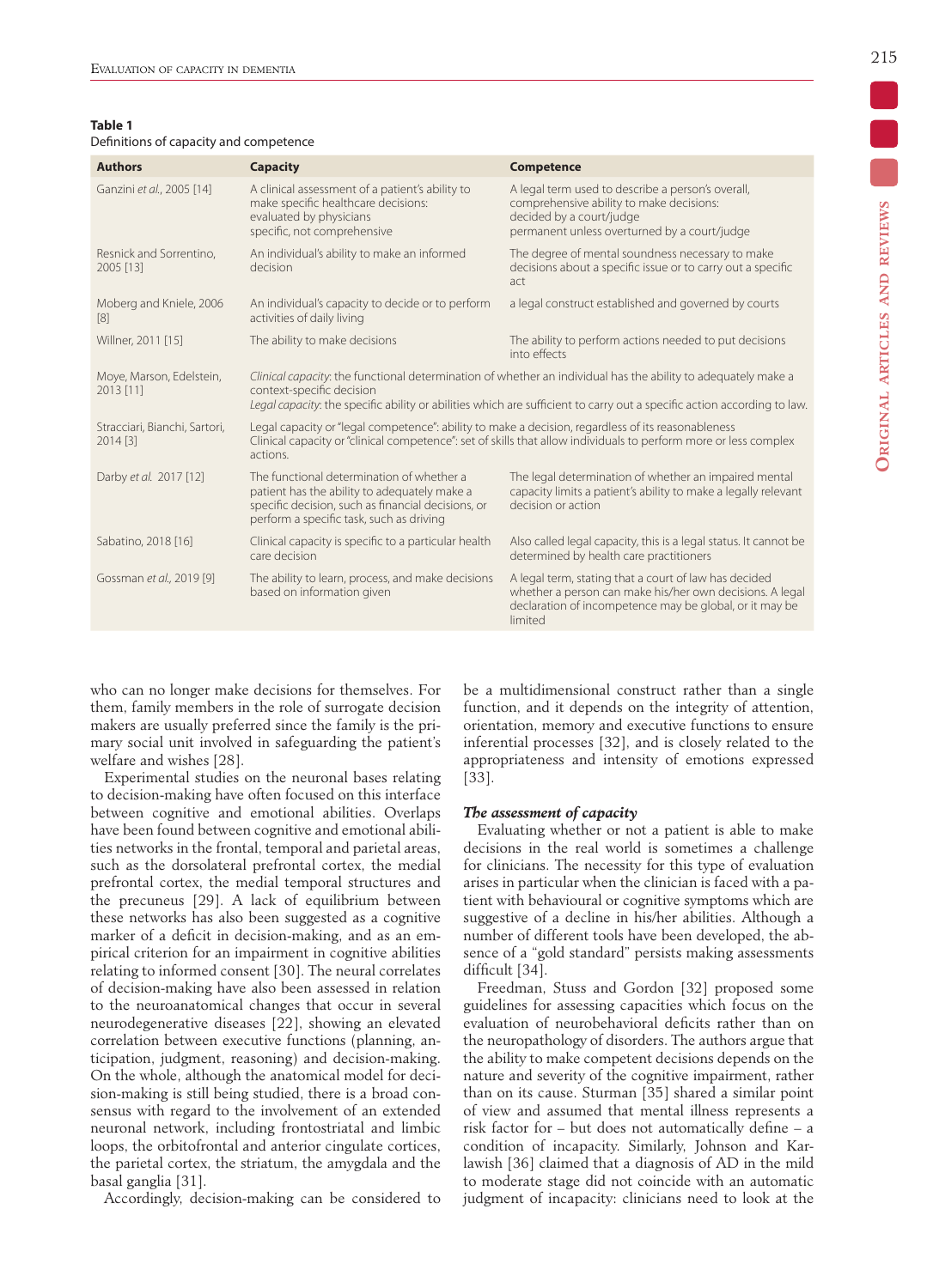**Table 1**
Definitions of capacity and competence

| Authors | Capacity | Competence |
|---|---|---|
| Ganzini *et al.*, 2005 [14] | A clinical assessment of a patient's ability to make specific healthcare decisions: evaluated by physicians specific, not comprehensive | A legal term used to describe a person's overall, comprehensive ability to make decisions: decided by a court/judge permanent unless overturned by a court/judge |
| Resnick and Sorrentino, 2005 [13] | An individual's ability to make an informed decision | The degree of mental soundness necessary to make decisions about a specific issue or to carry out a specific act |
| Moberg and Kniele, 2006 [8] | An individual's capacity to decide or to perform activities of daily living | a legal construct established and governed by courts |
| Willner, 2011 [15] | The ability to make decisions | The ability to perform actions needed to put decisions into effects |
| Moye, Marson, Edelstein, 2013 [11] | *Clinical capacity*: the functional determination of whether an individual has the ability to adequately make a context-specific decision *Legal capacity*: the specific ability or abilities which are sufficient to carry out a specific action according to law. | |
| Stracciari, Bianchi, Sartori, 2014 [3] | Legal capacity or "legal competence": ability to make a decision, regardless of its reasonableness Clinical capacity or "clinical competence": set of skills that allow individuals to perform more or less complex actions. | |
| Darby *et al.* 2017 [12] | The functional determination of whether a patient has the ability to adequately make a specific decision, such as financial decisions, or perform a specific task, such as driving | The legal determination of whether an impaired mental capacity limits a patient's ability to make a legally relevant decision or action |
| Sabatino, 2018 [16] | Clinical capacity is specific to a particular health care decision | Also called legal capacity, this is a legal status. It cannot be determined by health care practitioners |
| Gossman *et al.*, 2019 [9] | The ability to learn, process, and make decisions based on information given | A legal term, stating that a court of law has decided whether a person can make his/her own decisions. A legal declaration of incompetence may be global, or it may be limited |

who can no longer make decisions for themselves. For them, family members in the role of surrogate decision makers are usually preferred since the family is the primary social unit involved in safeguarding the patient's welfare and wishes [28].

Experimental studies on the neuronal bases relating to decision-making have often focused on this interface between cognitive and emotional abilities. Overlaps have been found between cognitive and emotional abilities networks in the frontal, temporal and parietal areas, such as the dorsolateral prefrontal cortex, the medial prefrontal cortex, the medial temporal structures and the precuneus [29]. A lack of equilibrium between these networks has also been suggested as a cognitive marker of a deficit in decision-making, and as an empirical criterion for an impairment in cognitive abilities relating to informed consent [30]. The neural correlates of decision-making have also been assessed in relation to the neuroanatomical changes that occur in several neurodegenerative diseases [22], showing an elevated correlation between executive functions (planning, anticipation, judgment, reasoning) and decision-making. On the whole, although the anatomical model for decision-making is still being studied, there is a broad consensus with regard to the involvement of an extended neuronal network, including frontostriatal and limbic loops, the orbitofrontal and anterior cingulate cortices, the parietal cortex, the striatum, the amygdala and the basal ganglia [31].

Accordingly, decision-making can be considered to be a multidimensional construct rather than a single function, and it depends on the integrity of attention, orientation, memory and executive functions to ensure inferential processes [32], and is closely related to the appropriateness and intensity of emotions expressed [33].

### *The assessment of capacity*

Evaluating whether or not a patient is able to make decisions in the real world is sometimes a challenge for clinicians. The necessity for this type of evaluation arises in particular when the clinician is faced with a patient with behavioural or cognitive symptoms which are suggestive of a decline in his/her abilities. Although a number of different tools have been developed, the absence of a "gold standard" persists making assessments difficult [34].

Freedman, Stuss and Gordon [32] proposed some guidelines for assessing capacities which focus on the evaluation of neurobehavioral deficits rather than on the neuropathology of disorders. The authors argue that the ability to make competent decisions depends on the nature and severity of the cognitive impairment, rather than on its cause. Sturman [35] shared a similar point of view and assumed that mental illness represents a risk factor for – but does not automatically define – a condition of incapacity. Similarly, Johnson and Karlawish [36] claimed that a diagnosis of AD in the mild to moderate stage did not coincide with an automatic judgment of incapacity: clinicians need to look at the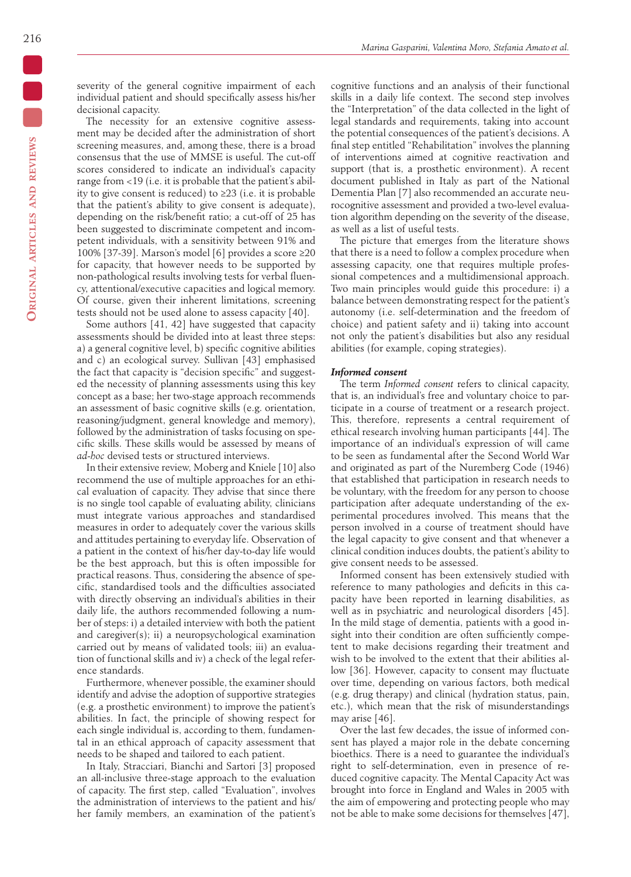severity of the general cognitive impairment of each individual patient and should specifically assess his/her decisional capacity.

The necessity for an extensive cognitive assessment may be decided after the administration of short screening measures, and, among these, there is a broad consensus that the use of MMSE is useful. The cut-off scores considered to indicate an individual's capacity range from <19 (i.e. it is probable that the patient's ability to give consent is reduced) to ≥23 (i.e. it is probable that the patient's ability to give consent is adequate), depending on the risk/benefit ratio; a cut-off of 25 has been suggested to discriminate competent and incompetent individuals, with a sensitivity between 91% and 100% [37-39]. Marson's model [6] provides a score ≥20 for capacity, that however needs to be supported by non-pathological results involving tests for verbal fluency, attentional/executive capacities and logical memory. Of course, given their inherent limitations, screening tests should not be used alone to assess capacity [40].

Some authors [41, 42] have suggested that capacity assessments should be divided into at least three steps: a) a general cognitive level, b) specific cognitive abilities and c) an ecological survey. Sullivan [43] emphasised the fact that capacity is "decision specific" and suggested the necessity of planning assessments using this key concept as a base; her two-stage approach recommends an assessment of basic cognitive skills (e.g. orientation, reasoning/judgment, general knowledge and memory), followed by the administration of tasks focusing on specific skills. These skills would be assessed by means of *ad-hoc* devised tests or structured interviews.

In their extensive review, Moberg and Kniele [10] also recommend the use of multiple approaches for an ethical evaluation of capacity. They advise that since there is no single tool capable of evaluating ability, clinicians must integrate various approaches and standardised measures in order to adequately cover the various skills and attitudes pertaining to everyday life. Observation of a patient in the context of his/her day-to-day life would be the best approach, but this is often impossible for practical reasons. Thus, considering the absence of specific, standardised tools and the difficulties associated with directly observing an individual's abilities in their daily life, the authors recommended following a number of steps: i) a detailed interview with both the patient and caregiver(s); ii) a neuropsychological examination carried out by means of validated tools; iii) an evaluation of functional skills and iv) a check of the legal reference standards.

Furthermore, whenever possible, the examiner should identify and advise the adoption of supportive strategies (e.g. a prosthetic environment) to improve the patient's abilities. In fact, the principle of showing respect for each single individual is, according to them, fundamental in an ethical approach of capacity assessment that needs to be shaped and tailored to each patient.

In Italy, Stracciari, Bianchi and Sartori [3] proposed an all-inclusive three-stage approach to the evaluation of capacity. The first step, called "Evaluation", involves the administration of interviews to the patient and his/her family members, an examination of the patient's cognitive functions and an analysis of their functional skills in a daily life context. The second step involves the "Interpretation" of the data collected in the light of legal standards and requirements, taking into account the potential consequences of the patient's decisions. A final step entitled "Rehabilitation" involves the planning of interventions aimed at cognitive reactivation and support (that is, a prosthetic environment). A recent document published in Italy as part of the National Dementia Plan [7] also recommended an accurate neurocognitive assessment and provided a two-level evaluation algorithm depending on the severity of the disease, as well as a list of useful tests.

The picture that emerges from the literature shows that there is a need to follow a complex procedure when assessing capacity, one that requires multiple professional competences and a multidimensional approach. Two main principles would guide this procedure: i) a balance between demonstrating respect for the patient's autonomy (i.e. self-determination and the freedom of choice) and patient safety and ii) taking into account not only the patient's disabilities but also any residual abilities (for example, coping strategies).

### *Informed consent*

The term *Informed consent* refers to clinical capacity, that is, an individual's free and voluntary choice to participate in a course of treatment or a research project. This, therefore, represents a central requirement of ethical research involving human participants [44]. The importance of an individual's expression of will came to be seen as fundamental after the Second World War and originated as part of the Nuremberg Code (1946) that established that participation in research needs to be voluntary, with the freedom for any person to choose participation after adequate understanding of the experimental procedures involved. This means that the person involved in a course of treatment should have the legal capacity to give consent and that whenever a clinical condition induces doubts, the patient's ability to give consent needs to be assessed.

Informed consent has been extensively studied with reference to many pathologies and deficits in this capacity have been reported in learning disabilities, as well as in psychiatric and neurological disorders [45]. In the mild stage of dementia, patients with a good insight into their condition are often sufficiently competent to make decisions regarding their treatment and wish to be involved to the extent that their abilities allow [36]. However, capacity to consent may fluctuate over time, depending on various factors, both medical (e.g. drug therapy) and clinical (hydration status, pain, etc.), which mean that the risk of misunderstandings may arise [46].

Over the last few decades, the issue of informed consent has played a major role in the debate concerning bioethics. There is a need to guarantee the individual's right to self-determination, even in presence of reduced cognitive capacity. The Mental Capacity Act was brought into force in England and Wales in 2005 with the aim of empowering and protecting people who may not be able to make some decisions for themselves [47],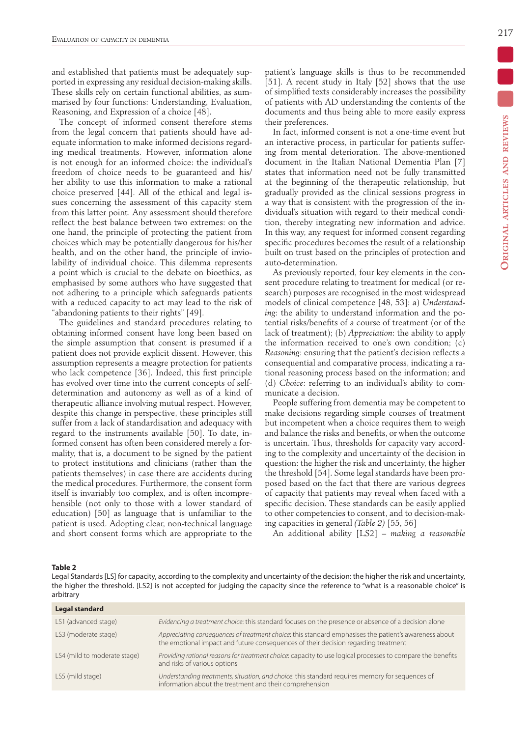and established that patients must be adequately supported in expressing any residual decision-making skills. These skills rely on certain functional abilities, as summarised by four functions: Understanding, Evaluation, Reasoning, and Expression of a choice [48].

The concept of informed consent therefore stems from the legal concern that patients should have adequate information to make informed decisions regarding medical treatments. However, information alone is not enough for an informed choice: the individual's freedom of choice needs to be guaranteed and his/her ability to use this information to make a rational choice preserved [44]. All of the ethical and legal issues concerning the assessment of this capacity stem from this latter point. Any assessment should therefore reflect the best balance between two extremes: on the one hand, the principle of protecting the patient from choices which may be potentially dangerous for his/her health, and on the other hand, the principle of inviolability of individual choice. This dilemma represents a point which is crucial to the debate on bioethics, as emphasised by some authors who have suggested that not adhering to a principle which safeguards patients with a reduced capacity to act may lead to the risk of "abandoning patients to their rights" [49].

The guidelines and standard procedures relating to obtaining informed consent have long been based on the simple assumption that consent is presumed if a patient does not provide explicit dissent. However, this assumption represents a meagre protection for patients who lack competence [36]. Indeed, this first principle has evolved over time into the current concepts of self-determination and autonomy as well as of a kind of therapeutic alliance involving mutual respect. However, despite this change in perspective, these principles still suffer from a lack of standardisation and adequacy with regard to the instruments available [50]. To date, informed consent has often been considered merely a formality, that is, a document to be signed by the patient to protect institutions and clinicians (rather than the patients themselves) in case there are accidents during the medical procedures. Furthermore, the consent form itself is invariably too complex, and is often incomprehensible (not only to those with a lower standard of education) [50] as language that is unfamiliar to the patient is used. Adopting clear, non-technical language and short consent forms which are appropriate to the patient's language skills is thus to be recommended [51]. A recent study in Italy [52] shows that the use of simplified texts considerably increases the possibility of patients with AD understanding the contents of the documents and thus being able to more easily express their preferences.

In fact, informed consent is not a one-time event but an interactive process, in particular for patients suffering from mental deterioration. The above-mentioned document in the Italian National Dementia Plan [7] states that information need not be fully transmitted at the beginning of the therapeutic relationship, but gradually provided as the clinical sessions progress in a way that is consistent with the progression of the individual's situation with regard to their medical condition, thereby integrating new information and advice. In this way, any request for informed consent regarding specific procedures becomes the result of a relationship built on trust based on the principles of protection and auto-determination.

As previously reported, four key elements in the consent procedure relating to treatment for medical (or research) purposes are recognised in the most widespread models of clinical competence [48, 53]: a) *Understanding*: the ability to understand information and the potential risks/benefits of a course of treatment (or of the lack of treatment); (b) *Appreciation*: the ability to apply the information received to one's own condition; (c) *Reasoning*: ensuring that the patient's decision reflects a consequential and comparative process, indicating a rational reasoning process based on the information; and (d) *Choice*: referring to an individual's ability to communicate a decision.

People suffering from dementia may be competent to make decisions regarding simple courses of treatment but incompetent when a choice requires them to weigh and balance the risks and benefits, or when the outcome is uncertain. Thus, thresholds for capacity vary according to the complexity and uncertainty of the decision in question: the higher the risk and uncertainty, the higher the threshold [54]. Some legal standards have been proposed based on the fact that there are various degrees of capacity that patients may reveal when faced with a specific decision. These standards can be easily applied to other competencies to consent, and to decision-making capacities in general *(Table 2)* [55, 56]

An additional ability [LS2] – *making a reasonable*

**Table 2**

Legal Standards [LS] for capacity, according to the complexity and uncertainty of the decision: the higher the risk and uncertainty, the higher the threshold. [LS2] is not accepted for judging the capacity since the reference to "what is a reasonable choice" is arbitrary

| **Legal standard** | |
|---|---|
| LS1 (advanced stage) | *Evidencing a treatment choice*: this standard focuses on the presence or absence of a decision alone |
| LS3 (moderate stage) | *Appreciating consequences of treatment choice*: this standard emphasises the patient's awareness about the emotional impact and future consequences of their decision regarding treatment |
| LS4 (mild to moderate stage) | *Providing rational reasons for treatment choice*: capacity to use logical processes to compare the benefits and risks of various options |
| LS5 (mild stage) | *Understanding treatments, situation, and choice*: this standard requires memory for sequences of information about the treatment and their comprehension |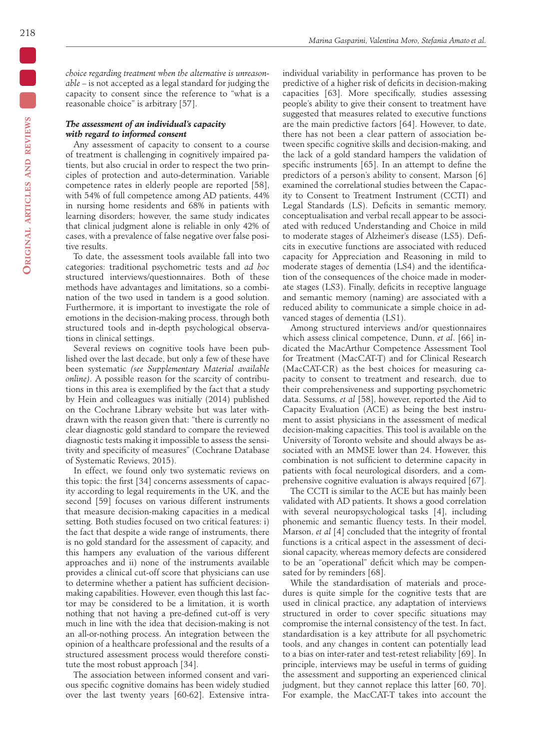*choice regarding treatment when the alternative is unreasonable* – is not accepted as a legal standard for judging the capacity to consent since the reference to "what is a reasonable choice" is arbitrary [57].

### *The assessment of an individual's capacity with regard to informed consent*

Any assessment of capacity to consent to a course of treatment is challenging in cognitively impaired patients, but also crucial in order to respect the two principles of protection and auto-determination. Variable competence rates in elderly people are reported [58], with 54% of full competence among AD patients, 44% in nursing home residents and 68% in patients with learning disorders; however, the same study indicates that clinical judgment alone is reliable in only 42% of cases, with a prevalence of false negative over false positive results.

To date, the assessment tools available fall into two categories: traditional psychometric tests and *ad hoc* structured interviews/questionnaires. Both of these methods have advantages and limitations, so a combination of the two used in tandem is a good solution. Furthermore, it is important to investigate the role of emotions in the decision-making process, through both structured tools and in-depth psychological observations in clinical settings.

Several reviews on cognitive tools have been published over the last decade, but only a few of these have been systematic *(see Supplementary Material available online)*. A possible reason for the scarcity of contributions in this area is exemplified by the fact that a study by Hein and colleagues was initially (2014) published on the Cochrane Library website but was later withdrawn with the reason given that: "there is currently no clear diagnostic gold standard to compare the reviewed diagnostic tests making it impossible to assess the sensitivity and specificity of measures" (Cochrane Database of Systematic Reviews, 2015).

In effect, we found only two systematic reviews on this topic: the first [34] concerns assessments of capacity according to legal requirements in the UK, and the second [59] focuses on various different instruments that measure decision-making capacities in a medical setting. Both studies focused on two critical features: i) the fact that despite a wide range of instruments, there is no gold standard for the assessment of capacity, and this hampers any evaluation of the various different approaches and ii) none of the instruments available provides a clinical cut-off score that physicians can use to determine whether a patient has sufficient decision-making capabilities. However, even though this last factor may be considered to be a limitation, it is worth nothing that not having a pre-defined cut-off is very much in line with the idea that decision-making is not an all-or-nothing process. An integration between the opinion of a healthcare professional and the results of a structured assessment process would therefore constitute the most robust approach [34].

The association between informed consent and various specific cognitive domains has been widely studied over the last twenty years [60-62]. Extensive intra-individual variability in performance has proven to be predictive of a higher risk of deficits in decision-making capacities [63]. More specifically, studies assessing people's ability to give their consent to treatment have suggested that measures related to executive functions are the main predictive factors [64]. However, to date, there has not been a clear pattern of association between specific cognitive skills and decision-making, and the lack of a gold standard hampers the validation of specific instruments [65]. In an attempt to define the predictors of a person's ability to consent, Marson [6] examined the correlational studies between the Capacity to Consent to Treatment Instrument (CCTI) and Legal Standards (LS). Deficits in semantic memory, conceptualisation and verbal recall appear to be associated with reduced Understanding and Choice in mild to moderate stages of Alzheimer's disease (LS5). Deficits in executive functions are associated with reduced capacity for Appreciation and Reasoning in mild to moderate stages of dementia (LS4) and the identification of the consequences of the choice made in moderate stages (LS3). Finally, deficits in receptive language and semantic memory (naming) are associated with a reduced ability to communicate a simple choice in advanced stages of dementia (LS1).

Among structured interviews and/or questionnaires which assess clinical competence, Dunn, *et al*. [66] indicated the MacArthur Competence Assessment Tool for Treatment (MacCAT-T) and for Clinical Research (MacCAT-CR) as the best choices for measuring capacity to consent to treatment and research, due to their comprehensiveness and supporting psychometric data. Sessums, *et al* [58], however, reported the Aid to Capacity Evaluation (ACE) as being the best instrument to assist physicians in the assessment of medical decision-making capacities. This tool is available on the University of Toronto website and should always be associated with an MMSE lower than 24. However, this combination is not sufficient to determine capacity in patients with focal neurological disorders, and a comprehensive cognitive evaluation is always required [67].

The CCTI is similar to the ACE but has mainly been validated with AD patients. It shows a good correlation with several neuropsychological tasks [4], including phonemic and semantic fluency tests. In their model, Marson, *et al* [4] concluded that the integrity of frontal functions is a critical aspect in the assessment of decisional capacity, whereas memory defects are considered to be an "operational" deficit which may be compensated for by reminders [68].

While the standardisation of materials and procedures is quite simple for the cognitive tests that are used in clinical practice, any adaptation of interviews structured in order to cover specific situations may compromise the internal consistency of the test. In fact, standardisation is a key attribute for all psychometric tools, and any changes in content can potentially lead to a bias on inter-rater and test-retest reliability [69]. In principle, interviews may be useful in terms of guiding the assessment and supporting an experienced clinical judgment, but they cannot replace this latter [60, 70]. For example, the MacCAT-T takes into account the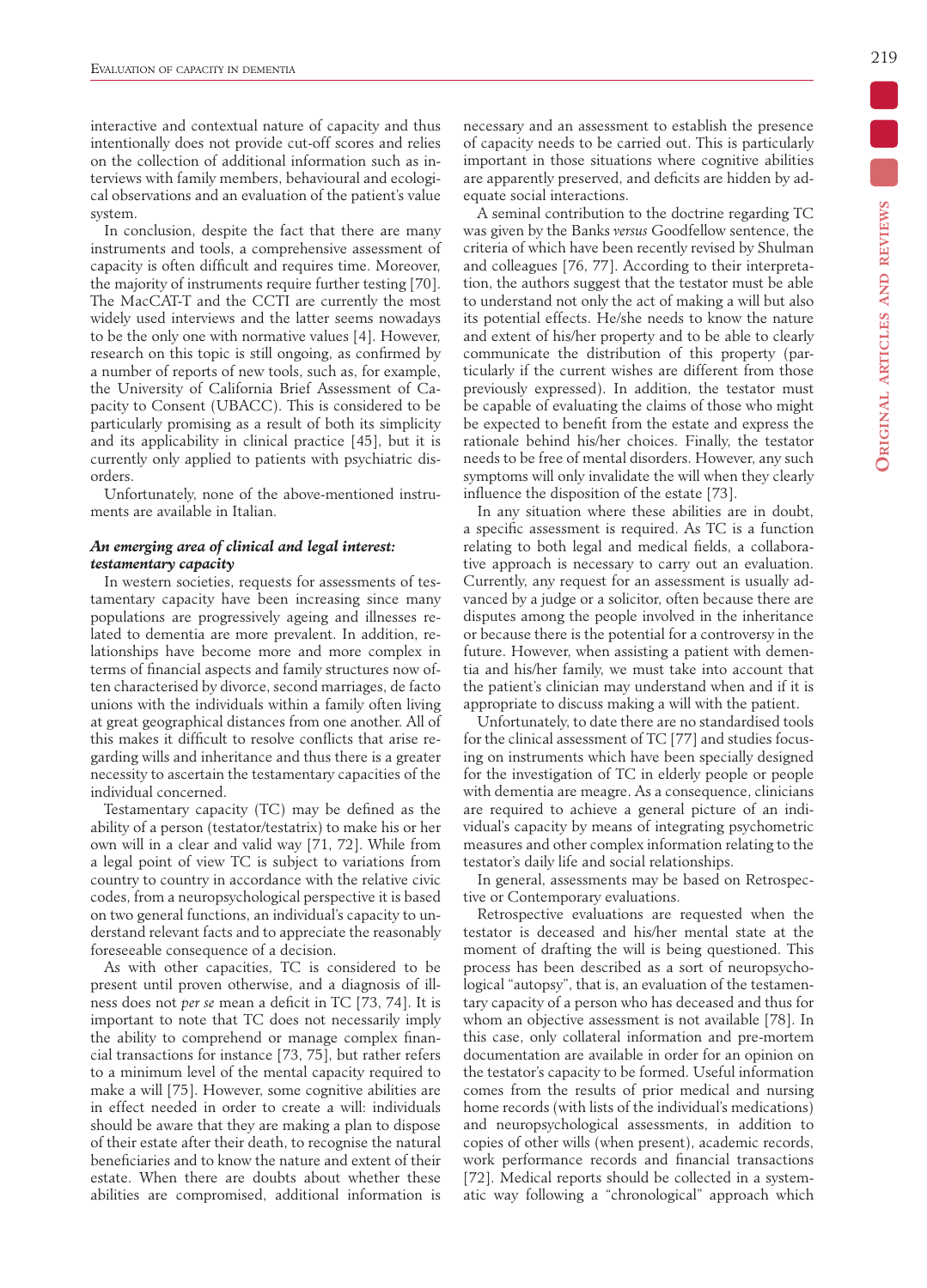interactive and contextual nature of capacity and thus intentionally does not provide cut-off scores and relies on the collection of additional information such as interviews with family members, behavioural and ecological observations and an evaluation of the patient's value system.

In conclusion, despite the fact that there are many instruments and tools, a comprehensive assessment of capacity is often difficult and requires time. Moreover, the majority of instruments require further testing [70]. The MacCAT-T and the CCTI are currently the most widely used interviews and the latter seems nowadays to be the only one with normative values [4]. However, research on this topic is still ongoing, as confirmed by a number of reports of new tools, such as, for example, the University of California Brief Assessment of Capacity to Consent (UBACC). This is considered to be particularly promising as a result of both its simplicity and its applicability in clinical practice [45], but it is currently only applied to patients with psychiatric disorders.

Unfortunately, none of the above-mentioned instruments are available in Italian.

### *An emerging area of clinical and legal interest: testamentary capacity*

In western societies, requests for assessments of testamentary capacity have been increasing since many populations are progressively ageing and illnesses related to dementia are more prevalent. In addition, relationships have become more and more complex in terms of financial aspects and family structures now often characterised by divorce, second marriages, de facto unions with the individuals within a family often living at great geographical distances from one another. All of this makes it difficult to resolve conflicts that arise regarding wills and inheritance and thus there is a greater necessity to ascertain the testamentary capacities of the individual concerned.

Testamentary capacity (TC) may be defined as the ability of a person (testator/testatrix) to make his or her own will in a clear and valid way [71, 72]. While from a legal point of view TC is subject to variations from country to country in accordance with the relative civic codes, from a neuropsychological perspective it is based on two general functions, an individual's capacity to understand relevant facts and to appreciate the reasonably foreseeable consequence of a decision.

As with other capacities, TC is considered to be present until proven otherwise, and a diagnosis of illness does not *per se* mean a deficit in TC [73, 74]. It is important to note that TC does not necessarily imply the ability to comprehend or manage complex financial transactions for instance [73, 75], but rather refers to a minimum level of the mental capacity required to make a will [75]. However, some cognitive abilities are in effect needed in order to create a will: individuals should be aware that they are making a plan to dispose of their estate after their death, to recognise the natural beneficiaries and to know the nature and extent of their estate. When there are doubts about whether these abilities are compromised, additional information is necessary and an assessment to establish the presence of capacity needs to be carried out. This is particularly important in those situations where cognitive abilities are apparently preserved, and deficits are hidden by adequate social interactions.

A seminal contribution to the doctrine regarding TC was given by the Banks *versus* Goodfellow sentence, the criteria of which have been recently revised by Shulman and colleagues [76, 77]. According to their interpretation, the authors suggest that the testator must be able to understand not only the act of making a will but also its potential effects. He/she needs to know the nature and extent of his/her property and to be able to clearly communicate the distribution of this property (particularly if the current wishes are different from those previously expressed). In addition, the testator must be capable of evaluating the claims of those who might be expected to benefit from the estate and express the rationale behind his/her choices. Finally, the testator needs to be free of mental disorders. However, any such symptoms will only invalidate the will when they clearly influence the disposition of the estate [73].

In any situation where these abilities are in doubt, a specific assessment is required. As TC is a function relating to both legal and medical fields, a collaborative approach is necessary to carry out an evaluation. Currently, any request for an assessment is usually advanced by a judge or a solicitor, often because there are disputes among the people involved in the inheritance or because there is the potential for a controversy in the future. However, when assisting a patient with dementia and his/her family, we must take into account that the patient's clinician may understand when and if it is appropriate to discuss making a will with the patient.

Unfortunately, to date there are no standardised tools for the clinical assessment of TC [77] and studies focusing on instruments which have been specially designed for the investigation of TC in elderly people or people with dementia are meagre. As a consequence, clinicians are required to achieve a general picture of an individual's capacity by means of integrating psychometric measures and other complex information relating to the testator's daily life and social relationships.

In general, assessments may be based on Retrospective or Contemporary evaluations.

Retrospective evaluations are requested when the testator is deceased and his/her mental state at the moment of drafting the will is being questioned. This process has been described as a sort of neuropsychological "autopsy", that is, an evaluation of the testamentary capacity of a person who has deceased and thus for whom an objective assessment is not available [78]. In this case, only collateral information and pre-mortem documentation are available in order for an opinion on the testator's capacity to be formed. Useful information comes from the results of prior medical and nursing home records (with lists of the individual's medications) and neuropsychological assessments, in addition to copies of other wills (when present), academic records, work performance records and financial transactions [72]. Medical reports should be collected in a systematic way following a "chronological" approach which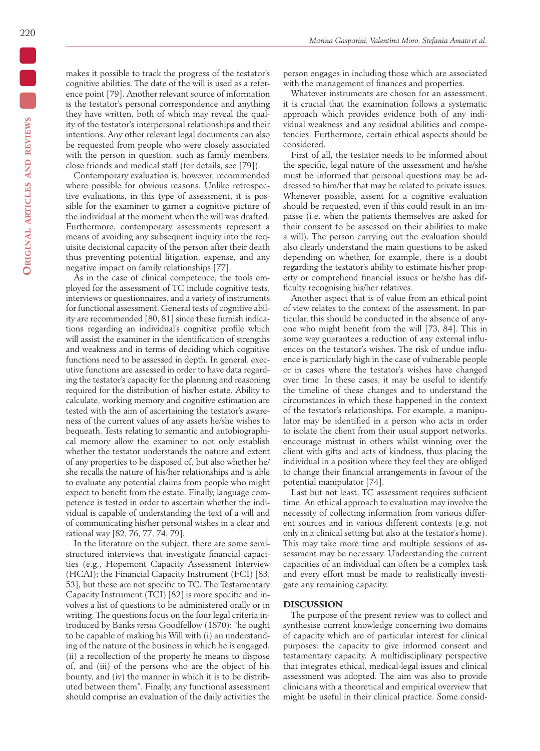makes it possible to track the progress of the testator's cognitive abilities. The date of the will is used as a reference point [79]. Another relevant source of information is the testator's personal correspondence and anything they have written, both of which may reveal the quality of the testator's interpersonal relationships and their intentions. Any other relevant legal documents can also be requested from people who were closely associated with the person in question, such as family members, close friends and medical staff (for details, see [79]).

Contemporary evaluation is, however, recommended where possible for obvious reasons. Unlike retrospective evaluations, in this type of assessment, it is possible for the examiner to garner a cognitive picture of the individual at the moment when the will was drafted. Furthermore, contemporary assessments represent a means of avoiding any subsequent inquiry into the requisite decisional capacity of the person after their death thus preventing potential litigation, expense, and any negative impact on family relationships [77].

As in the case of clinical competence, the tools employed for the assessment of TC include cognitive tests, interviews or questionnaires, and a variety of instruments for functional assessment. General tests of cognitive ability are recommended [80, 81] since these furnish indications regarding an individual's cognitive profile which will assist the examiner in the identification of strengths and weakness and in terms of deciding which cognitive functions need to be assessed in depth. In general, executive functions are assessed in order to have data regarding the testator's capacity for the planning and reasoning required for the distribution of his/her estate. Ability to calculate, working memory and cognitive estimation are tested with the aim of ascertaining the testator's awareness of the current values of any assets he/she wishes to bequeath. Tests relating to semantic and autobiographical memory allow the examiner to not only establish whether the testator understands the nature and extent of any properties to be disposed of, but also whether he/she recalls the nature of his/her relationships and is able to evaluate any potential claims from people who might expect to benefit from the estate. Finally, language competence is tested in order to ascertain whether the individual is capable of understanding the text of a will and of communicating his/her personal wishes in a clear and rational way [82, 76, 77, 74, 79].

In the literature on the subject, there are some semi-structured interviews that investigate financial capacities (e.g., Hopemont Capacity Assessment Interview (HCAI); the Financial Capacity Instrument (FCI) [83, 53], but these are not specific to TC. The Testamentary Capacity Instrument (TCI) [82] is more specific and involves a list of questions to be administered orally or in writing. The questions focus on the four legal criteria introduced by Banks *versus* Goodfellow (1870): "he ought to be capable of making his Will with (i) an understanding of the nature of the business in which he is engaged, (ii) a recollection of the property he means to dispose of, and (iii) of the persons who are the object of his bounty, and (iv) the manner in which it is to be distributed between them". Finally, any functional assessment should comprise an evaluation of the daily activities the person engages in including those which are associated with the management of finances and properties.

Whatever instruments are chosen for an assessment, it is crucial that the examination follows a systematic approach which provides evidence both of any individual weakness and any residual abilities and competencies. Furthermore, certain ethical aspects should be considered.

First of all, the testator needs to be informed about the specific, legal nature of the assessment and he/she must be informed that personal questions may be addressed to him/her that may be related to private issues. Whenever possible, assent for a cognitive evaluation should be requested, even if this could result in an impasse (i.e. when the patients themselves are asked for their consent to be assessed on their abilities to make a will). The person carrying out the evaluation should also clearly understand the main questions to be asked depending on whether, for example, there is a doubt regarding the testator's ability to estimate his/her property or comprehend financial issues or he/she has difficulty recognising his/her relatives.

Another aspect that is of value from an ethical point of view relates to the context of the assessment. In particular, this should be conducted in the absence of anyone who might benefit from the will [73, 84]. This in some way guarantees a reduction of any external influences on the testator's wishes. The risk of undue influence is particularly high in the case of vulnerable people or in cases where the testator's wishes have changed over time. In these cases, it may be useful to identify the timeline of these changes and to understand the circumstances in which these happened in the context of the testator's relationships. For example, a manipulator may be identified in a person who acts in order to isolate the client from their usual support networks, encourage mistrust in others whilst winning over the client with gifts and acts of kindness, thus placing the individual in a position where they feel they are obliged to change their financial arrangements in favour of the potential manipulator [74].

Last but not least, TC assessment requires sufficient time. An ethical approach to evaluation may involve the necessity of collecting information from various different sources and in various different contexts (e.g. not only in a clinical setting but also at the testator's home). This may take more time and multiple sessions of assessment may be necessary. Understanding the current capacities of an individual can often be a complex task and every effort must be made to realistically investigate any remaining capacity.

## DISCUSSION

The purpose of the present review was to collect and synthesise current knowledge concerning two domains of capacity which are of particular interest for clinical purposes: the capacity to give informed consent and testamentary capacity. A multidisciplinary perspective that integrates ethical, medical-legal issues and clinical assessment was adopted. The aim was also to provide clinicians with a theoretical and empirical overview that might be useful in their clinical practice. Some consid-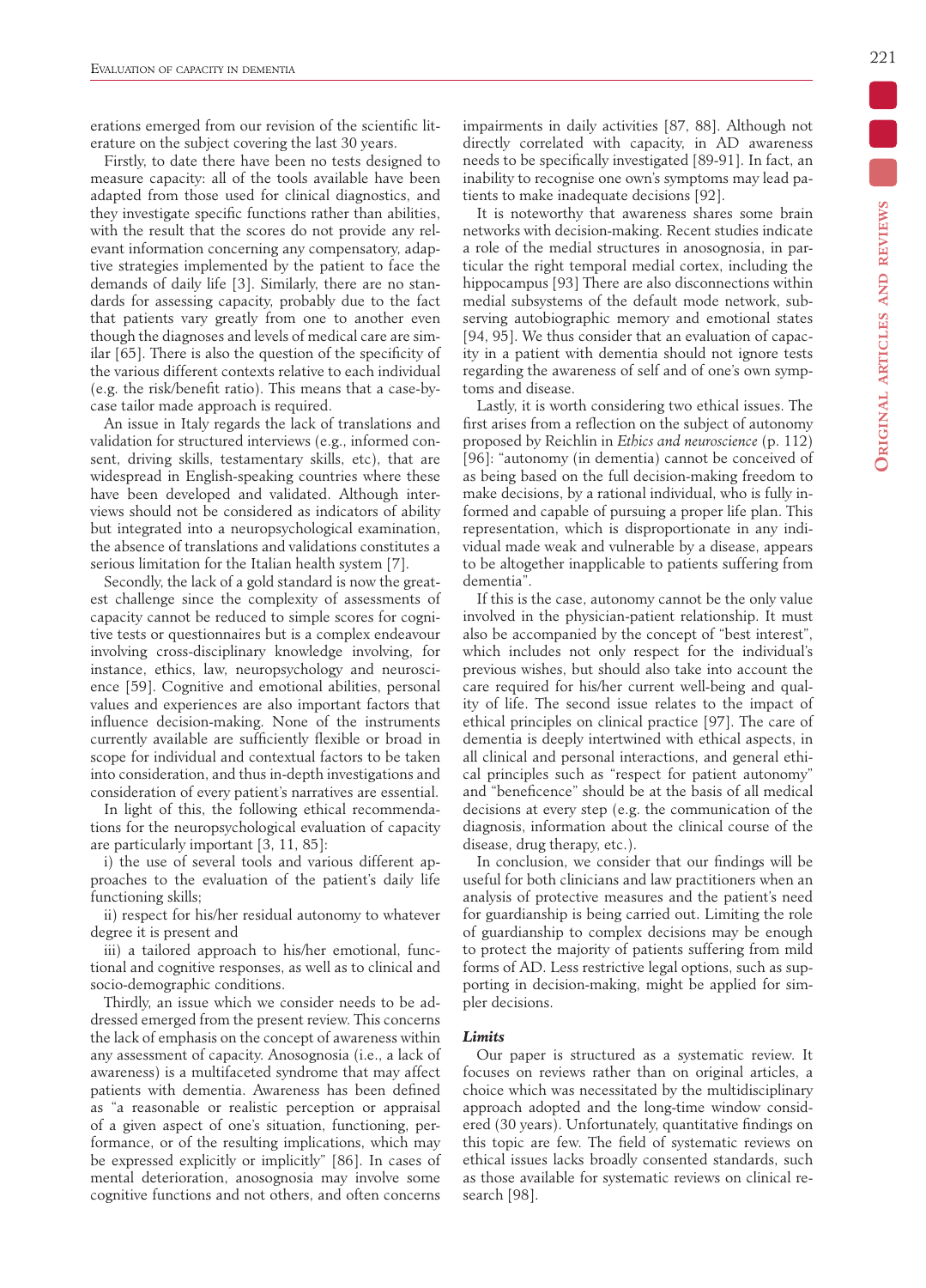erations emerged from our revision of the scientific literature on the subject covering the last 30 years.

Firstly, to date there have been no tests designed to measure capacity: all of the tools available have been adapted from those used for clinical diagnostics, and they investigate specific functions rather than abilities, with the result that the scores do not provide any relevant information concerning any compensatory, adaptive strategies implemented by the patient to face the demands of daily life [3]. Similarly, there are no standards for assessing capacity, probably due to the fact that patients vary greatly from one to another even though the diagnoses and levels of medical care are similar [65]. There is also the question of the specificity of the various different contexts relative to each individual (e.g. the risk/benefit ratio). This means that a case-by-case tailor made approach is required.

An issue in Italy regards the lack of translations and validation for structured interviews (e.g., informed consent, driving skills, testamentary skills, etc) that are widespread in English-speaking countries where these have been developed and validated. Although interviews should not be considered as indicators of ability but integrated into a neuropsychological examination, the absence of translations and validations constitutes a serious limitation for the Italian health system [7].

Secondly, the lack of a gold standard is now the greatest challenge since the complexity of assessments of capacity cannot be reduced to simple scores for cognitive tests or questionnaires but is a complex endeavour involving cross-disciplinary knowledge involving, for instance, ethics, law, neuropsychology and neuroscience [59]. Cognitive and emotional abilities, personal values and experiences are also important factors that influence decision-making. None of the instruments currently available are sufficiently flexible or broad in scope for individual and contextual factors to be taken into consideration, and thus in-depth investigations and consideration of every patient's narratives are essential.

In light of this, the following ethical recommendations for the neuropsychological evaluation of capacity are particularly important [3, 11, 85]:

i) the use of several tools and various different approaches to the evaluation of the patient's daily life functioning skills;

ii) respect for his/her residual autonomy to whatever degree it is present and

iii) a tailored approach to his/her emotional, functional and cognitive responses, as well as to clinical and socio-demographic conditions.

Thirdly, an issue which we consider needs to be addressed emerged from the present review. This concerns the lack of emphasis on the concept of awareness within any assessment of capacity. Anosognosia (i.e., a lack of awareness) is a multifaceted syndrome that may affect patients with dementia. Awareness has been defined as "a reasonable or realistic perception or appraisal of a given aspect of one's situation, functioning, performance, or of the resulting implications, which may be expressed explicitly or implicitly" [86]. In cases of mental deterioration, anosognosia may involve some cognitive functions and not others, and often concerns impairments in daily activities [87, 88]. Although not directly correlated with capacity, in AD awareness needs to be specifically investigated [89-91]. In fact, an inability to recognise one own's symptoms may lead patients to make inadequate decisions [92].

It is noteworthy that awareness shares some brain networks with decision-making. Recent studies indicate a role of the medial structures in anosognosia, in particular the right temporal medial cortex, including the hippocampus [93] There are also disconnections within medial subsystems of the default mode network, subserving autobiographic memory and emotional states [94, 95]. We thus consider that an evaluation of capacity in a patient with dementia should not ignore tests regarding the awareness of self and of one's own symptoms and disease.

Lastly, it is worth considering two ethical issues. The first arises from a reflection on the subject of autonomy proposed by Reichlin in *Ethics and neuroscience* (p. 112) [96]: "autonomy (in dementia) cannot be conceived of as being based on the full decision-making freedom to make decisions, by a rational individual, who is fully informed and capable of pursuing a proper life plan. This representation, which is disproportionate in any individual made weak and vulnerable by a disease, appears to be altogether inapplicable to patients suffering from dementia".

If this is the case, autonomy cannot be the only value involved in the physician-patient relationship. It must also be accompanied by the concept of "best interest", which includes not only respect for the individual's previous wishes, but should also take into account the care required for his/her current well-being and quality of life. The second issue relates to the impact of ethical principles on clinical practice [97]. The care of dementia is deeply intertwined with ethical aspects, in all clinical and personal interactions, and general ethical principles such as "respect for patient autonomy" and "beneficence" should be at the basis of all medical decisions at every step (e.g. the communication of the diagnosis, information about the clinical course of the disease, drug therapy, etc.).

In conclusion, we consider that our findings will be useful for both clinicians and law practitioners when an analysis of protective measures and the patient's need for guardianship is being carried out. Limiting the role of guardianship to complex decisions may be enough to protect the majority of patients suffering from mild forms of AD. Less restrictive legal options, such as supporting in decision-making, might be applied for simpler decisions.

### *Limits*

Our paper is structured as a systematic review. It focuses on reviews rather than on original articles, a choice which was necessitated by the multidisciplinary approach adopted and the long-time window considered (30 years). Unfortunately, quantitative findings on this topic are few. The field of systematic reviews on ethical issues lacks broadly consented standards, such as those available for systematic reviews on clinical research [98].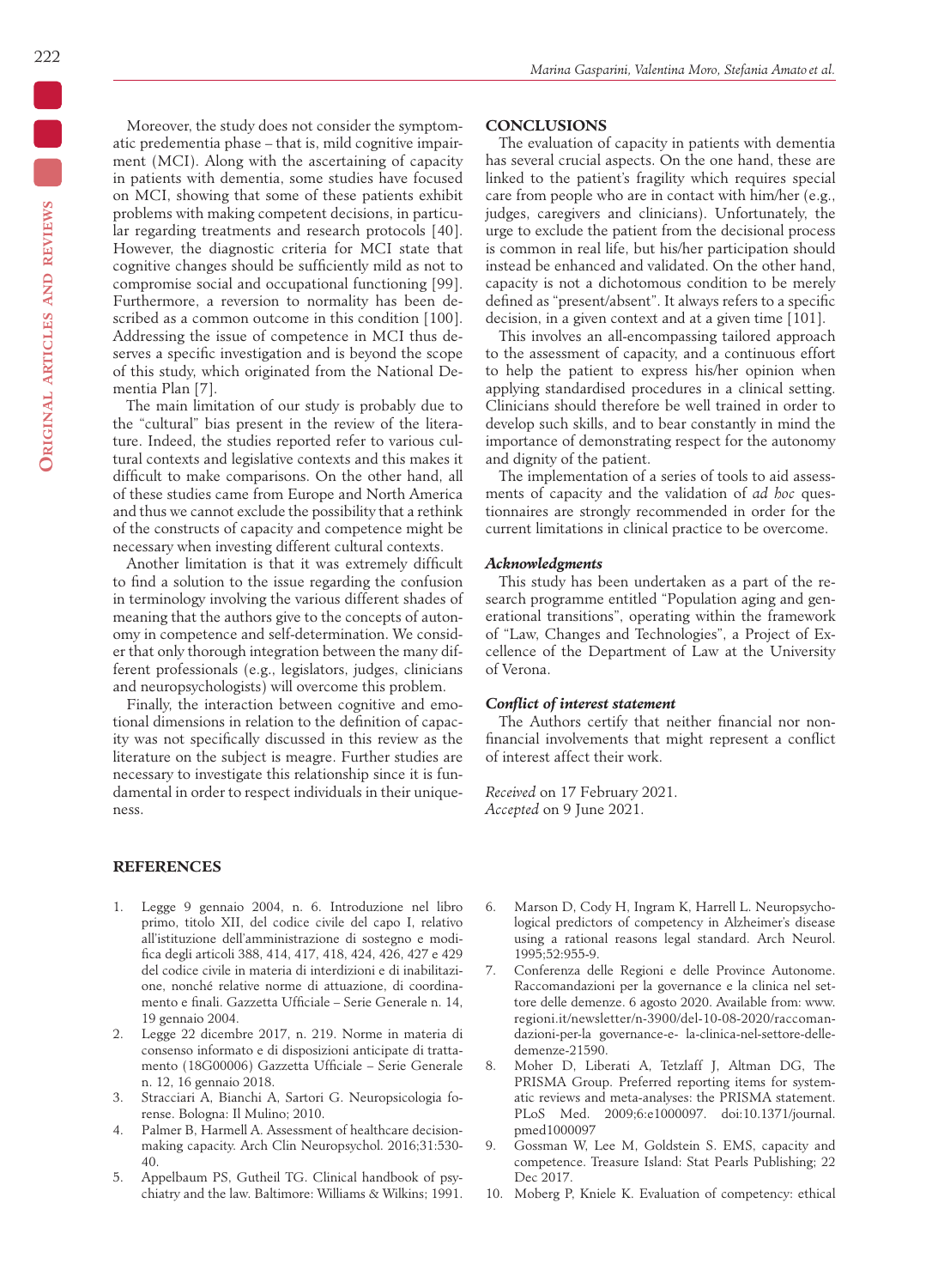Moreover, the study does not consider the symptomatic predementia phase – that is, mild cognitive impairment (MCI). Along with the ascertaining of capacity in patients with dementia, some studies have focused on MCI, showing that some of these patients exhibit problems with making competent decisions, in particular regarding treatments and research protocols [40]. However, the diagnostic criteria for MCI state that cognitive changes should be sufficiently mild as not to compromise social and occupational functioning [99]. Furthermore, a reversion to normality has been described as a common outcome in this condition [100]. Addressing the issue of competence in MCI thus deserves a specific investigation and is beyond the scope of this study, which originated from the National Dementia Plan [7].

The main limitation of our study is probably due to the "cultural" bias present in the review of the literature. Indeed, the studies reported refer to various cultural contexts and legislative contexts and this makes it difficult to make comparisons. On the other hand, all of these studies came from Europe and North America and thus we cannot exclude the possibility that a rethink of the constructs of capacity and competence might be necessary when investing different cultural contexts.

Another limitation is that it was extremely difficult to find a solution to the issue regarding the confusion in terminology involving the various different shades of meaning that the authors give to the concepts of autonomy in competence and self-determination. We consider that only thorough integration between the many different professionals (e.g., legislators, judges, clinicians and neuropsychologists) will overcome this problem.

Finally, the interaction between cognitive and emotional dimensions in relation to the definition of capacity was not specifically discussed in this review as the literature on the subject is meagre. Further studies are necessary to investigate this relationship since it is fundamental in order to respect individuals in their uniqueness.

## CONCLUSIONS

The evaluation of capacity in patients with dementia has several crucial aspects. On the one hand, these are linked to the patient's fragility which requires special care from people who are in contact with him/her (e.g., judges, caregivers and clinicians). Unfortunately, the urge to exclude the patient from the decisional process is common in real life, but his/her participation should instead be enhanced and validated. On the other hand, capacity is not a dichotomous condition to be merely defined as "present/absent". It always refers to a specific decision, in a given context and at a given time [101].

This involves an all-encompassing tailored approach to the assessment of capacity, and a continuous effort to help the patient to express his/her opinion when applying standardised procedures in a clinical setting. Clinicians should therefore be well trained in order to develop such skills, and to bear constantly in mind the importance of demonstrating respect for the autonomy and dignity of the patient.

The implementation of a series of tools to aid assessments of capacity and the validation of *ad hoc* questionnaires are strongly recommended in order for the current limitations in clinical practice to be overcome.

### *Acknowledgments*

This study has been undertaken as a part of the research programme entitled "Population aging and generational transitions", operating within the framework of "Law, Changes and Technologies", a Project of Excellence of the Department of Law at the University of Verona.

### *Conflict of interest statement*

The Authors certify that neither financial nor non-financial involvements that might represent a conflict of interest affect their work.

*Received* on 17 February 2021.
*Accepted* on 9 June 2021.

## REFERENCES

1. Legge 9 gennaio 2004, n. 6. Introduzione nel libro primo, titolo XII, del codice civile del capo I, relativo all'istituzione dell'amministrazione di sostegno e modifica degli articoli 388, 414, 417, 418, 424, 426, 427 e 429 del codice civile in materia di interdizioni e di inabilitazione, nonché relative norme di attuazione, di coordinamento e finali. Gazzetta Ufficiale – Serie Generale n. 14, 19 gennaio 2004.
2. Legge 22 dicembre 2017, n. 219. Norme in materia di consenso informato e di disposizioni anticipate di trattamento (18G00006) Gazzetta Ufficiale – Serie Generale n. 12, 16 gennaio 2018.
3. Stracciari A, Bianchi A, Sartori G. Neuropsicologia forense. Bologna: Il Mulino; 2010.
4. Palmer B, Harmell A. Assessment of healthcare decision-making capacity. Arch Clin Neuropsychol. 2016;31:530-40.
5. Appelbaum PS, Gutheil TG. Clinical handbook of psychiatry and the law. Baltimore: Williams & Wilkins; 1991.
6. Marson D, Cody H, Ingram K, Harrell L. Neuropsychological predictors of competency in Alzheimer's disease using a rational reasons legal standard. Arch Neurol. 1995;52:955-9.
7. Conferenza delle Regioni e delle Province Autonome. Raccomandazioni per la governance e la clinica nel settore delle demenze. 6 agosto 2020. Available from: www.regioni.it/newsletter/n-3900/del-10-08-2020/raccomandazioni-per-la governance-e- la-clinica-nel-settore-delle-demenze-21590.
8. Moher D, Liberati A, Tetzlaff J, Altman DG, The PRISMA Group. Preferred reporting items for systematic reviews and meta-analyses: the PRISMA statement. PLoS Med. 2009;6:e1000097. doi:10.1371/journal.pmed1000097
9. Gossman W, Lee M, Goldstein S. EMS, capacity and competence. Treasure Island: Stat Pearls Publishing; 22 Dec 2017.
10. Moberg P, Kniele K. Evaluation of competency: ethical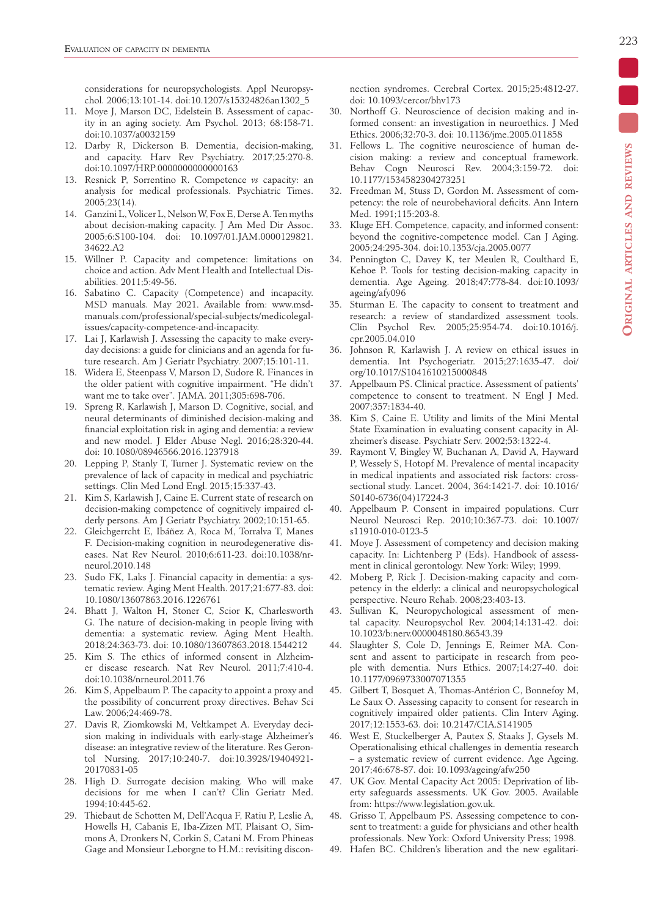considerations for neuropsychologists. Appl Neuropsychol. 2006;13:101-14. doi:10.1207/s15324826an1302_5

11. Moye J, Marson DC, Edelstein B. Assessment of capacity in an aging society. Am Psychol. 2013; 68:158-71. doi:10.1037/a0032159
12. Darby R, Dickerson B. Dementia, decision-making, and capacity. Harv Rev Psychiatry. 2017;25:270-8. doi:10.1097/HRP.0000000000000163
13. Resnick P, Sorrentino R. Competence *vs* capacity: an analysis for medical professionals. Psychiatric Times. 2005;23(14).
14. Ganzini L, Volicer L, Nelson W, Fox E, Derse A. Ten myths about decision-making capacity. J Am Med Dir Assoc. 2005;6:S100-104. doi: 10.1097/01.JAM.0000129821.34622.A2
15. Willner P. Capacity and competence: limitations on choice and action. Adv Ment Health and Intellectual Disabilities. 2011;5:49-56.
16. Sabatino C. Capacity (Competence) and incapacity. MSD manuals. May 2021. Available from: www.msdmanuals.com/professional/special-subjects/medicolegal-issues/capacity-competence-and-incapacity.
17. Lai J, Karlawish J. Assessing the capacity to make everyday decisions: a guide for clinicians and an agenda for future research. Am J Geriatr Psychiatry. 2007;15:101-11.
18. Widera E, Steenpass V, Marson D, Sudore R. Finances in the older patient with cognitive impairment. "He didn't want me to take over". JAMA. 2011;305:698-706.
19. Spreng R, Karlawish J, Marson D. Cognitive, social, and neural determinants of diminished decision-making and financial exploitation risk in aging and dementia: a review and new model. J Elder Abuse Negl. 2016;28:320-44. doi: 10.1080/08946566.2016.1237918
20. Lepping P, Stanly T, Turner J. Systematic review on the prevalence of lack of capacity in medical and psychiatric settings. Clin Med Lond Engl. 2015;15:337-43.
21. Kim S, Karlawish J, Caine E. Current state of research on decision-making competence of cognitively impaired elderly persons. Am J Geriatr Psychiatry. 2002;10:151-65.
22. Gleichgerrcht E, Ibáñez A, Roca M, Torralva T, Manes F. Decision-making cognition in neurodegenerative diseases. Nat Rev Neurol. 2010;6:611-23. doi:10.1038/nrneurol.2010.148
23. Sudo FK, Laks J. Financial capacity in dementia: a systematic review. Aging Ment Health. 2017;21:677-83. doi: 10.1080/13607863.2016.1226761
24. Bhatt J, Walton H, Stoner C, Scior K, Charlesworth G. The nature of decision-making in people living with dementia: a systematic review. Aging Ment Health. 2018;24:363-73. doi: 10.1080/13607863.2018.1544212
25. Kim S. The ethics of informed consent in Alzheimer disease research. Nat Rev Neurol. 2011;7:410-4. doi:10.1038/nrneurol.2011.76
26. Kim S, Appelbaum P. The capacity to appoint a proxy and the possibility of concurrent proxy directives. Behav Sci Law. 2006;24:469-78.
27. Davis R, Ziomkowski M, Veltkampet A. Everyday decision making in individuals with early-stage Alzheimer's disease: an integrative review of the literature. Res Gerontol Nursing. 2017;10:240-7. doi:10.3928/19404921-20170831-05
28. High D. Surrogate decision making. Who will make decisions for me when I can't? Clin Geriatr Med. 1994;10:445-62.
29. Thiebaut de Schotten M, Dell'Acqua F, Ratiu P, Leslie A, Howells H, Cabanis E, Iba-Zizen MT, Plaisant O, Simmons A, Dronkers N, Corkin S, Catani M. From Phineas Gage and Monsieur Leborgne to H.M.: revisiting disconnection syndromes. Cerebral Cortex. 2015;25:4812-27. doi: 10.1093/cercor/bhv173
30. Northoff G. Neuroscience of decision making and informed consent: an investigation in neuroethics. J Med Ethics. 2006;32:70-3. doi: 10.1136/jme.2005.011858
31. Fellows L. The cognitive neuroscience of human decision making: a review and conceptual framework. Behav Cogn Neurosci Rev. 2004;3:159-72. doi: 10.1177/1534582304273251
32. Freedman M, Stuss D, Gordon M. Assessment of competency: the role of neurobehavioral deficits. Ann Intern Med. 1991;115:203-8.
33. Kluge EH. Competence, capacity, and informed consent: beyond the cognitive-competence model. Can J Aging. 2005;24:295-304. doi:10.1353/cja.2005.0077
34. Pennington C, Davey K, ter Meulen R, Coulthard E, Kehoe P. Tools for testing decision-making capacity in dementia. Age Ageing. 2018;47:778-84. doi:10.1093/ageing/afy096
35. Sturman E. The capacity to consent to treatment and research: a review of standardized assessment tools. Clin Psychol Rev. 2005;25:954-74. doi:10.1016/j.cpr.2005.04.010
36. Johnson R, Karlawish J. A review on ethical issues in dementia. Int Psychogeriatr. 2015;27:1635-47. doi/org/10.1017/S1041610215000848
37. Appelbaum PS. Clinical practice. Assessment of patients' competence to consent to treatment. N Engl J Med. 2007;357:1834-40.
38. Kim S, Caine E. Utility and limits of the Mini Mental State Examination in evaluating consent capacity in Alzheimer's disease. Psychiatr Serv. 2002;53:1322-4.
39. Raymont V, Bingley W, Buchanan A, David A, Hayward P, Wessely S, Hotopf M. Prevalence of mental incapacity in medical inpatients and associated risk factors: cross-sectional study. Lancet. 2004, 364:1421-7. doi: 10.1016/S0140-6736(04)17224-3
40. Appelbaum P. Consent in impaired populations. Curr Neurol Neurosci Rep. 2010;10:367-73. doi: 10.1007/s11910-010-0123-5
41. Moye J. Assessment of competency and decision making capacity. In: Lichtenberg P (Eds). Handbook of assessment in clinical gerontology. New York: Wiley; 1999.
42. Moberg P, Rick J. Decision-making capacity and competency in the elderly: a clinical and neuropsychological perspective. Neuro Rehab. 2008;23:403-13.
43. Sullivan K, Neuropychological assessment of mental capacity. Neuropsychol Rev. 2004;14:131-42. doi: 10.1023/b:nerv.0000048180.86543.39
44. Slaughter S, Cole D, Jennings E, Reimer MA. Consent and assent to participate in research from people with dementia. Nurs Ethics. 2007;14:27-40. doi: 10.1177/0969733007071355
45. Gilbert T, Bosquet A, Thomas-Antérion C, Bonnefoy M, Le Saux O. Assessing capacity to consent for research in cognitively impaired older patients. Clin Interv Aging. 2017;12:1553-63. doi: 10.2147/CIA.S141905
46. West E, Stuckelberger A, Pautex S, Staaks J, Gysels M. Operationalising ethical challenges in dementia research – a systematic review of current evidence. Age Ageing. 2017;46:678-87. doi: 10.1093/ageing/afw250
47. UK Gov. Mental Capacity Act 2005: Deprivation of liberty safeguards assessments. UK Gov. 2005. Available from: https://www.legislation.gov.uk.
48. Grisso T, Appelbaum PS. Assessing competence to consent to treatment: a guide for physicians and other health professionals. New York: Oxford University Press; 1998.
49. Hafen BC. Children's liberation and the new egalitari-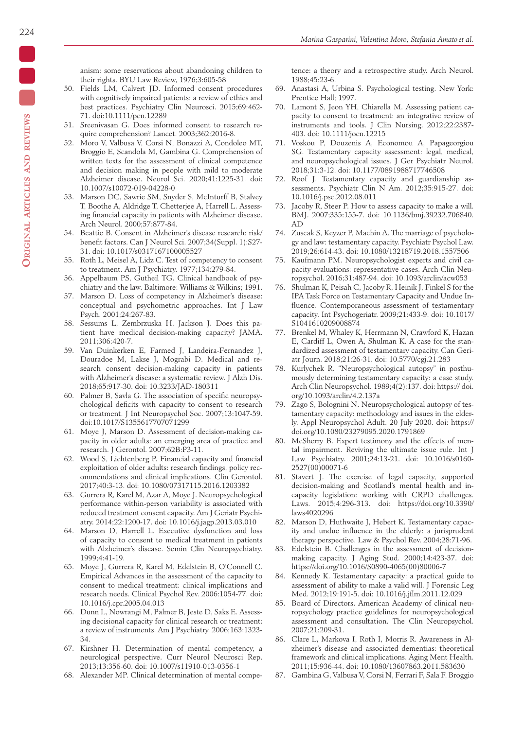anism: some reservations about abandoning children to their rights. BYU Law Review, 1976;3:605-58

50. Fields LM, Calvert JD. Informed consent procedures with cognitively impaired patients: a review of ethics and best practices. Psychiatry Clin Neurosci. 2015;69:462-71. doi:10.1111/pcn.12289
51. Sreenivasan G. Does informed consent to research require comprehension? Lancet. 2003;362:2016-8.
52. Moro V, Valbusa V, Corsi N, Bonazzi A, Condoleo MT, Broggio E, Scandola M, Gambina G. Comprehension of written texts for the assessment of clinical competence and decision making in people with mild to moderate Alzheimer disease. Neurol Sci. 2020;41:1225-31. doi: 10.1007/s10072-019-04228-0
53. Marson DC, Sawrie SM, Snyder S, McInturff B, Stalvey T, Boothe A, Aldridge T, Chetterjee A, Harrell L. Assessing financial capacity in patients with Alzheimer disease. Arch Neurol. 2000;57:877-84.
54. Beattie B. Consent in Alzheimer's disease research: risk/benefit factors. Can J Neurol Sci. 2007;34(Suppl. 1):S27-31. doi: 10.1017/s0317167100005527
55. Roth L, Meisel A, Lidz C. Test of competency to consent to treatment. Am J Psychiatry. 1977;134:279-84.
56. Appelbaum PS, Gutheil TG. Clinical handbook of psychiatry and the law. Baltimore: Williams & Wilkins; 1991.
57. Marson D. Loss of competency in Alzheimer's disease: conceptual and psychometric approaches. Int J Law Psych. 2001;24:267-83.
58. Sessums L, Zembrzuska H, Jackson J. Does this patient have medical decision-making capacity? JAMA. 2011;306:420-7.
59. Van Duinkerken E, Farmed J, Landeira-Fernandez J, Douradoe M, Lakse J, Mograbi D. Medical and research consent decision-making capacity in patients with Alzheimer's disease: a systematic review. J Alzh Dis. 2018;65:917-30. doi: 10.3233/JAD-180311
60. Palmer B, Savla G. The association of specific neuropsychological deficits with capacity to consent to research or treatment. J Int Neuropsychol Soc. 2007;13:1047-59. doi:10.1017/S1355617707071299
61. Moye J, Marson D. Assessment of decision-making capacity in older adults: an emerging area of practice and research. J Gerontol. 2007;62B:P3-11.
62. Wood S, Lichtenberg P. Financial capacity and financial exploitation of older adults: research findings, policy recommendations and clinical implications. Clin Gerontol. 2017;40:3-13. doi: 10.1080/07317115.2016.1203382
63. Gurrera R, Karel M, Azar A, Moye J. Neuropsychological performance within-person variability is associated with reduced treatment consent capacity. Am J Geriatr Psychiatry. 2014;22:1200-17. doi: 10.1016/j.jagp.2013.03.010
64. Marson D, Harrell L. Executive dysfunction and loss of capacity to consent to medical treatment in patients with Alzheimer's disease. Semin Clin Neuropsychiatry. 1999;4:41-19.
65. Moye J, Gurrera R, Karel M, Edelstein B, O'Connell C. Empirical Advances in the assessment of the capacity to consent to medical treatment: clinical implications and research needs. Clinical Psychol Rev. 2006:1054-77. doi: 10.1016/j.cpr.2005.04.013
66. Dunn L, Nowrangi M, Palmer B, Jeste D, Saks E. Assessing decisional capacity for clinical research or treatment: a review of instruments. Am J Psychiatry. 2006;163:1323-34.
67. Kirshner H. Determination of mental competency, a neurological perspective. Curr Neurol Neurosci Rep. 2013;13:356-60. doi: 10.1007/s11910-013-0356-1
68. Alexander MP. Clinical determination of mental competence: a theory and a retrospective study. Arch Neurol. 1988;45:23-6.
69. Anastasi A, Urbina S. Psychological testing. New York: Prentice Hall; 1997.
70. Lamont S, Jeon YH, Chiarella M. Assessing patient capacity to consent to treatment: an integrative review of instruments and tools. J Clin Nursing. 2012;22:2387-403. doi: 10.1111/jocn.12215
71. Voskou P, Douzenis A, Economou A, Papageorgiou SG. Testamentary capacity assessment: legal, medical, and neuropsychological issues. J Ger Psychiatr Neurol. 2018;31:3-12. doi: 10.1177/0891988717746508
72. Roof J. Testamentary capacity and guardianship assessments. Psychiatr Clin N Am. 2012;35:915-27. doi: 10.1016/j.psc.2012.08.011
73. Jacoby R, Steer P. How to assess capacity to make a will. BMJ. 2007;335:155-7. doi: 10.1136/bmj.39232.706840.AD
74. Zuscak S, Keyzer P, Machin A. The marriage of psychology and law: testamentary capacity. Psychiatr Psychol Law. 2019;26:614-43. doi: 10.1080/13218719.2018.1557506
75. Kaufmann PM. Neuropsychologist experts and civil capacity evaluations: representative cases. Arch Clin Neuropsychol. 2016;31:487-94. doi: 10.1093/arclin/acw053
76. Shulman K, Peisah C, Jacoby R, Heinik J, Finkel S for the IPA Task Force on Testamentary Capacity and Undue Influence. Contemporaneous assessment of testamentary capacity. Int Psychogeriatr. 2009;21:433-9. doi: 10.1017/S1041610209008874
77. Brenkel M, Whaley K, Herrmann N, Crawford K, Hazan E, Cardiff L, Owen A, Shulman K. A case for the standardized assessment of testamentary capacity. Can Geriatr Journ. 2018;21:26-31. doi: 10.5770/cgj.21.283
78. Kurlychek R. "Neuropsychological autopsy" in posthumously determining testamentary capacity: a case study. Arch Clin Neuropsychol. 1989;4(2):137. doi: https:// doi.org/10.1093/arclin/4.2.137a
79. Zago S, Bolognini N. Neuropsychological autopsy of testamentary capacity: methodology and issues in the elderly. Appl Neuropsychol Adult. 20 July 2020. doi: https:// doi.org/10.1080/23279095.2020.1791869
80. McSherry B. Expert testimony and the effects of mental impairment. Reviving the ultimate issue rule. Int J Law Psychiatry. 2001;24:13-21. doi: 10.1016/s0160-2527(00)00071-6
81. Stavert J. The exercise of legal capacity, supported decision-making and Scotland's mental health and incapacity legislation: working with CRPD challenges. Laws. 2015;4:296-313. doi: https://doi.org/10.3390/laws4020296
82. Marson D, Huthwaite J, Hebert K. Testamentary capacity and undue influence in the elderly: a jurisprudent therapy perspective. Law & Psychol Rev. 2004;28:71-96.
83. Edelstein B. Challenges in the assessment of decision-making capacity. J Aging Stud. 2000;14:423-37. doi: https://doi.org/10.1016/S0890-4065(00)80006-7
84. Kennedy K. Testamentary capacity: a practical guide to assessment of ability to make a valid will. J Forensic Leg Med. 2012;19:191-5. doi: 10.1016/j.jflm.2011.12.029
85. Board of Directors. American Academy of clinical neuropsychology practice guidelines for neuropsychological assessment and consultation. The Clin Neuropsychol. 2007;21:209-31.
86. Clare L, Markova I, Roth I, Morris R. Awareness in Alzheimer's disease and associated dementias: theoretical framework and clinical implications. Aging Ment Health. 2011;15:936-44. doi: 10.1080/13607863.2011.583630
87. Gambina G, Valbusa V, Corsi N, Ferrari F, Sala F. Broggio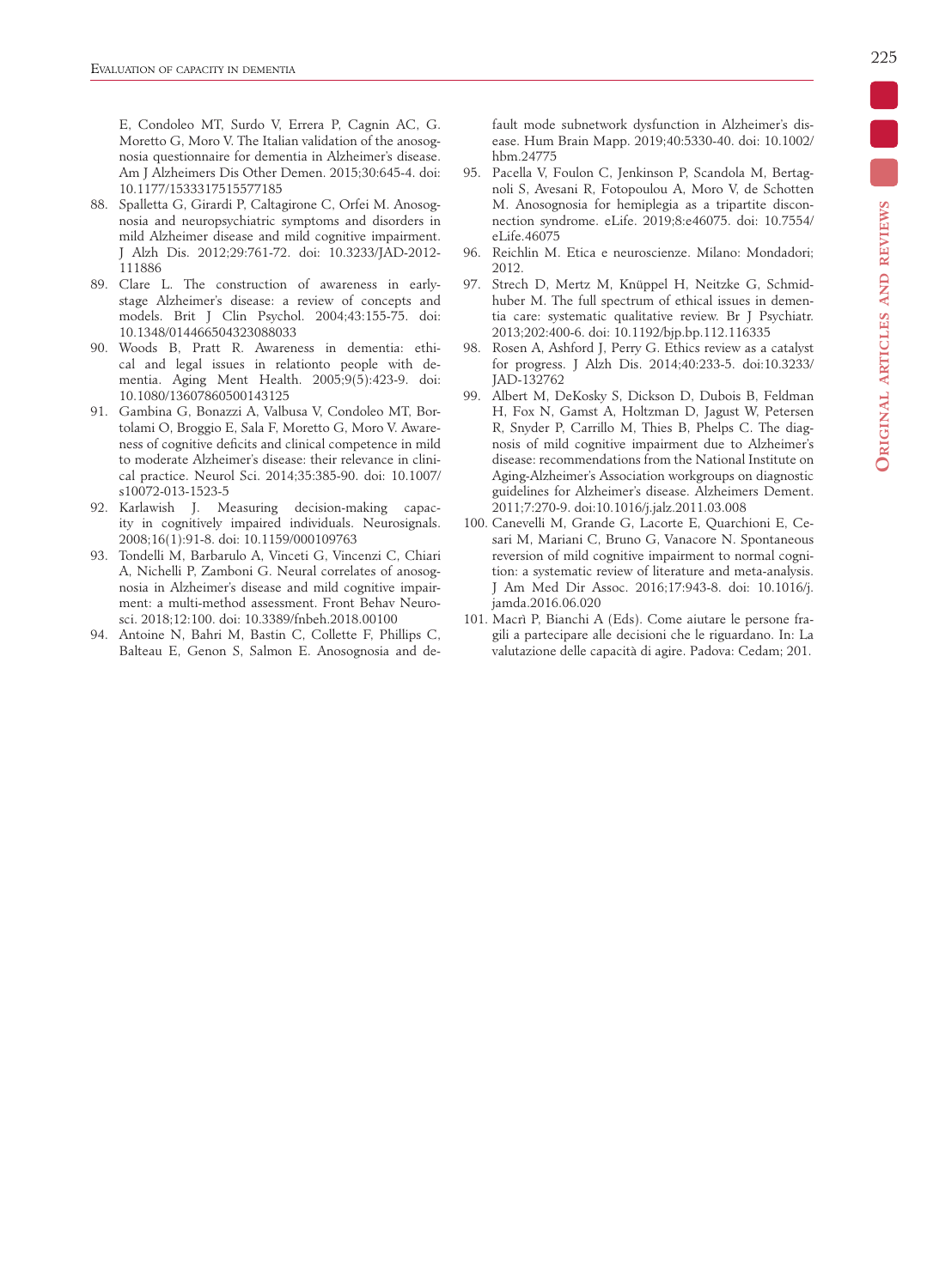E, Condoleo MT, Surdo V, Errera P, Cagnin AC, G. Moretto G, Moro V. The Italian validation of the anosognosia questionnaire for dementia in Alzheimer's disease. Am J Alzheimers Dis Other Demen. 2015;30:645-4. doi: 10.1177/1533317515577185

88. Spalletta G, Girardi P, Caltagirone C, Orfei M. Anosognosia and neuropsychiatric symptoms and disorders in mild Alzheimer disease and mild cognitive impairment. J Alzh Dis. 2012;29:761-72. doi: 10.3233/JAD-2012-111886
89. Clare L. The construction of awareness in early-stage Alzheimer's disease: a review of concepts and models. Brit J Clin Psychol. 2004;43:155-75. doi: 10.1348/014466504323088033
90. Woods B, Pratt R. Awareness in dementia: ethical and legal issues in relationto people with dementia. Aging Ment Health. 2005;9(5):423-9. doi: 10.1080/13607860500143125
91. Gambina G, Bonazzi A, Valbusa V, Condoleo MT, Bortolami O, Broggio E, Sala F, Moretto G, Moro V. Awareness of cognitive deficits and clinical competence in mild to moderate Alzheimer's disease: their relevance in clinical practice. Neurol Sci. 2014;35:385-90. doi: 10.1007/s10072-013-1523-5
92. Karlawish J. Measuring decision-making capacity in cognitively impaired individuals. Neurosignals. 2008;16(1):91-8. doi: 10.1159/000109763
93. Tondelli M, Barbarulo A, Vinceti G, Vincenzi C, Chiari A, Nichelli P, Zamboni G. Neural correlates of anosognosia in Alzheimer's disease and mild cognitive impairment: a multi-method assessment. Front Behav Neurosci. 2018;12:100. doi: 10.3389/fnbeh.2018.00100
94. Antoine N, Bahri M, Bastin C, Collette F, Phillips C, Balteau E, Genon S, Salmon E. Anosognosia and default mode subnetwork dysfunction in Alzheimer's disease. Hum Brain Mapp. 2019;40:5330-40. doi: 10.1002/hbm.24775
95. Pacella V, Foulon C, Jenkinson P, Scandola M, Bertagnoli S, Avesani R, Fotopoulou A, Moro V, de Schotten M. Anosognosia for hemiplegia as a tripartite disconnection syndrome. eLife. 2019;8:e46075. doi: 10.7554/eLife.46075
96. Reichlin M. Etica e neuroscienze. Milano: Mondadori; 2012.
97. Strech D, Mertz M, Knüppel H, Neitzke G, Schmidhuber M. The full spectrum of ethical issues in dementia care: systematic qualitative review. Br J Psychiatr. 2013;202:400-6. doi: 10.1192/bjp.bp.112.116335
98. Rosen A, Ashford J, Perry G. Ethics review as a catalyst for progress. J Alzh Dis. 2014;40:233-5. doi:10.3233/JAD-132762
99. Albert M, DeKosky S, Dickson D, Dubois B, Feldman H, Fox N, Gamst A, Holtzman D, Jagust W, Petersen R, Snyder P, Carrillo M, Thies B, Phelps C. The diagnosis of mild cognitive impairment due to Alzheimer's disease: recommendations from the National Institute on Aging-Alzheimer's Association workgroups on diagnostic guidelines for Alzheimer's disease. Alzheimers Dement. 2011;7:270-9. doi:10.1016/j.jalz.2011.03.008
100. Canevelli M, Grande G, Lacorte E, Quarchioni E, Cesari M, Mariani C, Bruno G, Vanacore N. Spontaneous reversion of mild cognitive impairment to normal cognition: a systematic review of literature and meta-analysis. J Am Med Dir Assoc. 2016;17:943-8. doi: 10.1016/j.jamda.2016.06.020
101. Macrì P, Bianchi A (Eds). Come aiutare le persone fragili a partecipare alle decisioni che le riguardano. In: La valutazione delle capacità di agire. Padova: Cedam; 201.